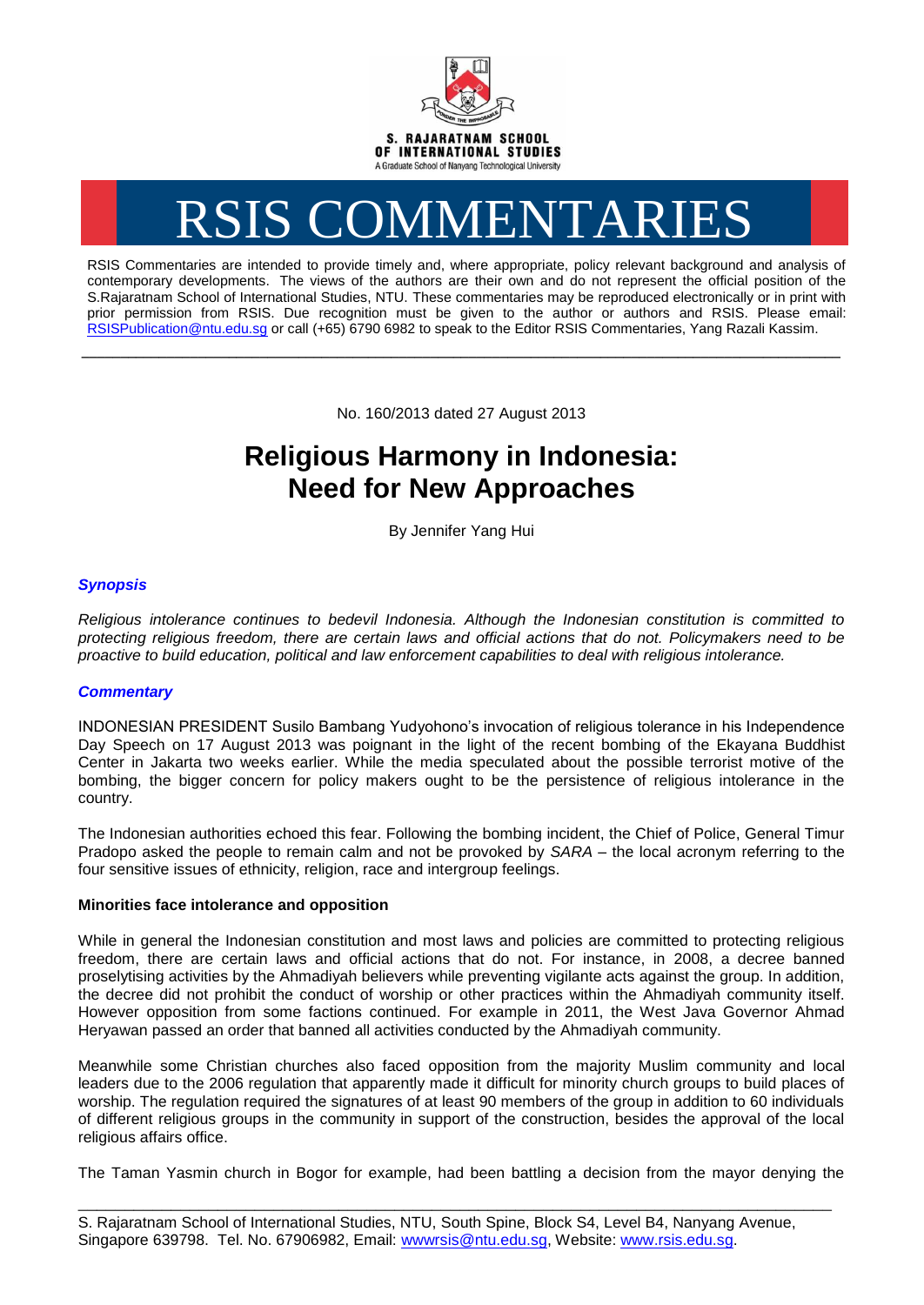S. RAJARATNAM SCHOOL OF INTERNATIONAL STUDIES

A Graduate School of Nanyang Technological University

# RSIS COMMENTARIES

RSIS Commentaries are intended to provide timely and, where appropriate, policy relevant background and analysis of contemporary developments. The views of the authors are their own and do not represent the official position of the S.Rajaratnam School of International Studies, NTU. These commentaries may be reproduced electronically or in print with prior permission from RSIS. Due recognition must be given to the author or authors and RSIS. Please email: RSISPublication@ntu.edu.sg or call (+65) 6790 6982 to speak to the Editor RSIS Commentaries, Yang Razali Kassim.

No. 160/2013 dated 27 August 2013

# Religious Harmony in Indonesia: Need for New Approaches

By Jennifer Yang Hui

## *Synopsis*

*Religious intolerance continues to bedevil Indonesia. Although the Indonesian constitution is committed to protecting religious freedom, there are certain laws and official actions that do not. Policymakers need to be proactive to build education, political and law enforcement capabilities to deal with religious intolerance.*

## *Commentary*

INDONESIAN PRESIDENT Susilo Bambang Yudyohono's invocation of religious tolerance in his Independence Day Speech on 17 August 2013 was poignant in the light of the recent bombing of the Ekayana Buddhist Center in Jakarta two weeks earlier. While the media speculated about the possible terrorist motive of the bombing, the bigger concern for policy makers ought to be the persistence of religious intolerance in the country.

The Indonesian authorities echoed this fear. Following the bombing incident, the Chief of Police, General Timur Pradopo asked the people to remain calm and not be provoked by *SARA* – the local acronym referring to the four sensitive issues of ethnicity, religion, race and intergroup feelings.

### Minorities face intolerance and opposition

While in general the Indonesian constitution and most laws and policies are committed to protecting religious freedom, there are certain laws and official actions that do not. For instance, in 2008, a decree banned proselytising activities by the Ahmadiyah believers while preventing vigilante acts against the group. In addition, the decree did not prohibit the conduct of worship or other practices within the Ahmadiyah community itself. However opposition from some factions continued. For example in 2011, the West Java Governor Ahmad Heryawan passed an order that banned all activities conducted by the Ahmadiyah community.

Meanwhile some Christian churches also faced opposition from the majority Muslim community and local leaders due to the 2006 regulation that apparently made it difficult for minority church groups to build places of worship. The regulation required the signatures of at least 90 members of the group in addition to 60 individuals of different religious groups in the community in support of the construction, besides the approval of the local religious affairs office.

The Taman Yasmin church in Bogor for example, had been battling a decision from the mayor denying the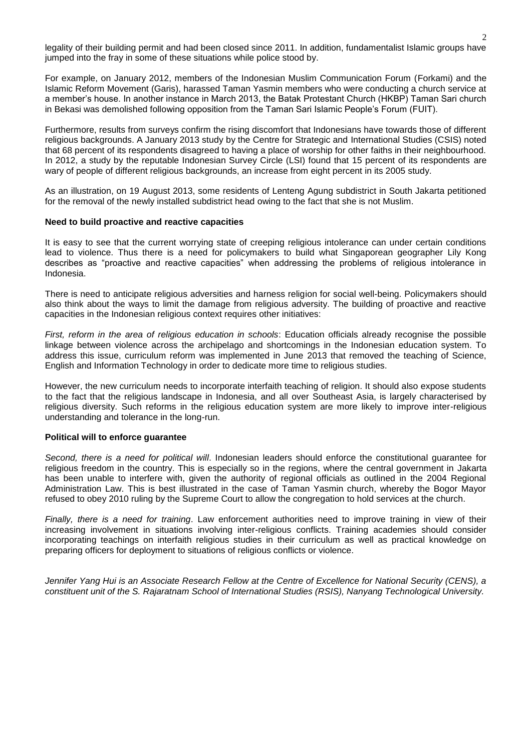legality of their building permit and had been closed since 2011. In addition, fundamentalist Islamic groups have jumped into the fray in some of these situations while police stood by.

For example, on January 2012, members of the Indonesian Muslim Communication Forum (Forkami) and the Islamic Reform Movement (Garis), harassed Taman Yasmin members who were conducting a church service at a member's house. In another instance in March 2013, the Batak Protestant Church (HKBP) Taman Sari church in Bekasi was demolished following opposition from the Taman Sari Islamic People's Forum (FUIT).

Furthermore, results from surveys confirm the rising discomfort that Indonesians have towards those of different religious backgrounds. A January 2013 study by the Centre for Strategic and International Studies (CSIS) noted that 68 percent of its respondents disagreed to having a place of worship for other faiths in their neighbourhood. In 2012, a study by the reputable Indonesian Survey Circle (LSI) found that 15 percent of its respondents are wary of people of different religious backgrounds, an increase from eight percent in its 2005 study.

As an illustration, on 19 August 2013, some residents of Lenteng Agung subdistrict in South Jakarta petitioned for the removal of the newly installed subdistrict head owing to the fact that she is not Muslim.

**Need to build proactive and reactive capacities**

It is easy to see that the current worrying state of creeping religious intolerance can under certain conditions lead to violence. Thus there is a need for policymakers to build what Singaporean geographer Lily Kong describes as "proactive and reactive capacities" when addressing the problems of religious intolerance in Indonesia.

There is need to anticipate religious adversities and harness religion for social well-being. Policymakers should also think about the ways to limit the damage from religious adversity. The building of proactive and reactive capacities in the Indonesian religious context requires other initiatives:

*First, reform in the area of religious education in schools*: Education officials already recognise the possible linkage between violence across the archipelago and shortcomings in the Indonesian education system. To address this issue, curriculum reform was implemented in June 2013 that removed the teaching of Science, English and Information Technology in order to dedicate more time to religious studies.

However, the new curriculum needs to incorporate interfaith teaching of religion. It should also expose students to the fact that the religious landscape in Indonesia, and all over Southeast Asia, is largely characterised by religious diversity. Such reforms in the religious education system are more likely to improve inter-religious understanding and tolerance in the long-run.

**Political will to enforce guarantee**

*Second, there is a need for political will*. Indonesian leaders should enforce the constitutional guarantee for religious freedom in the country. This is especially so in the regions, where the central government in Jakarta has been unable to interfere with, given the authority of regional officials as outlined in the 2004 Regional Administration Law. This is best illustrated in the case of Taman Yasmin church, whereby the Bogor Mayor refused to obey 2010 ruling by the Supreme Court to allow the congregation to hold services at the church.

*Finally, there is a need for training*. Law enforcement authorities need to improve training in view of their increasing involvement in situations involving inter-religious conflicts. Training academies should consider incorporating teachings on interfaith religious studies in their curriculum as well as practical knowledge on preparing officers for deployment to situations of religious conflicts or violence.

*Jennifer Yang Hui is an Associate Research Fellow at the Centre of Excellence for National Security (CENS), a constituent unit of the S. Rajaratnam School of International Studies (RSIS), Nanyang Technological University.*